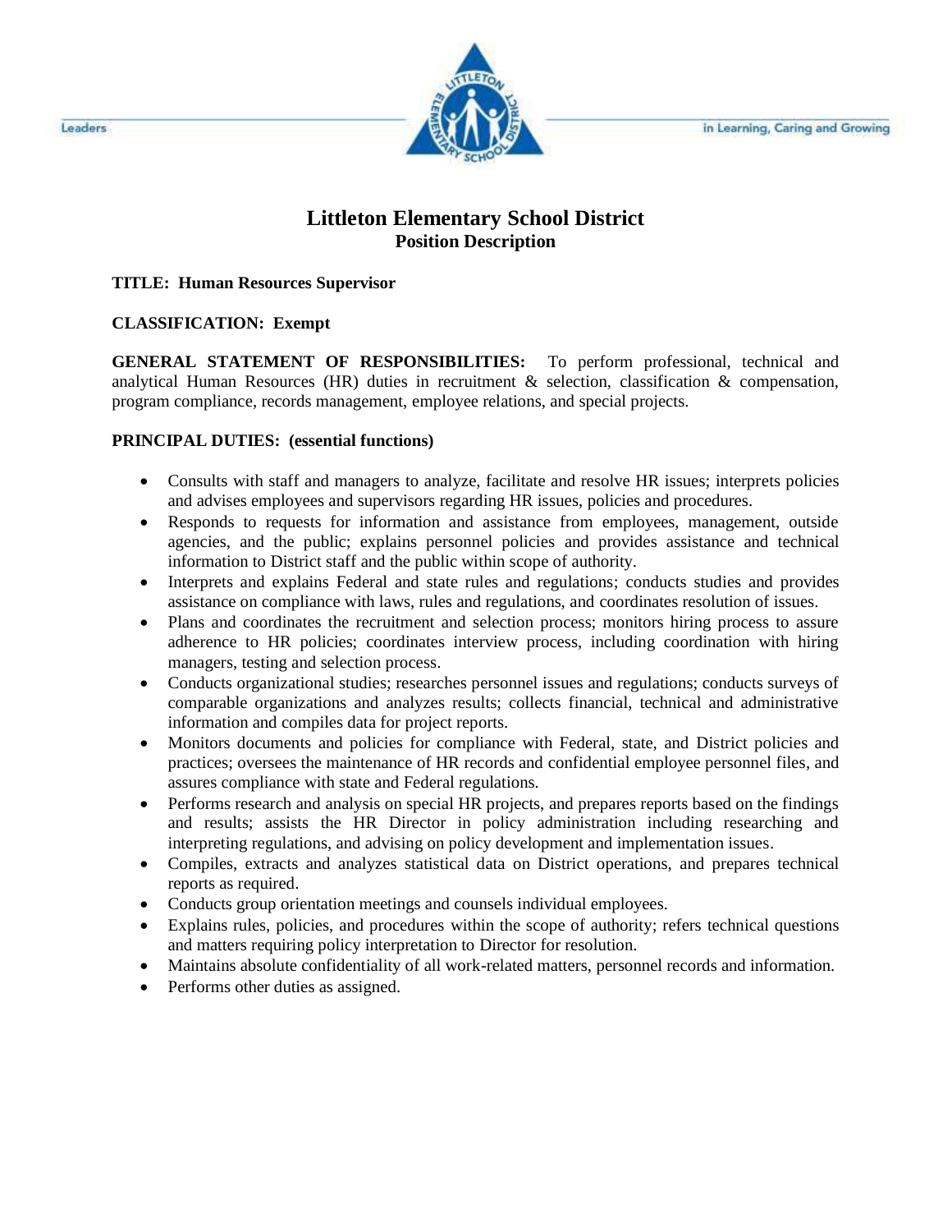# Littleton Elementary School District

## Position Description

**TITLE: Human Resources Supervisor**

**CLASSIFICATION: Exempt**

**GENERAL STATEMENT OF RESPONSIBILITIES:** To perform professional, technical and analytical Human Resources (HR) duties in recruitment & selection, classification & compensation, program compliance, records management, employee relations, and special projects.

**PRINCIPAL DUTIES: (essential functions)**

- Consults with staff and managers to analyze, facilitate and resolve HR issues; interprets policies and advises employees and supervisors regarding HR issues, policies and procedures.
- Responds to requests for information and assistance from employees, management, outside agencies, and the public; explains personnel policies and provides assistance and technical information to District staff and the public within scope of authority.
- Interprets and explains Federal and state rules and regulations; conducts studies and provides assistance on compliance with laws, rules and regulations, and coordinates resolution of issues.
- Plans and coordinates the recruitment and selection process; monitors hiring process to assure adherence to HR policies; coordinates interview process, including coordination with hiring managers, testing and selection process.
- Conducts organizational studies; researches personnel issues and regulations; conducts surveys of comparable organizations and analyzes results; collects financial, technical and administrative information and compiles data for project reports.
- Monitors documents and policies for compliance with Federal, state, and District policies and practices; oversees the maintenance of HR records and confidential employee personnel files, and assures compliance with state and Federal regulations.
- Performs research and analysis on special HR projects, and prepares reports based on the findings and results; assists the HR Director in policy administration including researching and interpreting regulations, and advising on policy development and implementation issues.
- Compiles, extracts and analyzes statistical data on District operations, and prepares technical reports as required.
- Conducts group orientation meetings and counsels individual employees.
- Explains rules, policies, and procedures within the scope of authority; refers technical questions and matters requiring policy interpretation to Director for resolution.
- Maintains absolute confidentiality of all work-related matters, personnel records and information.
- Performs other duties as assigned.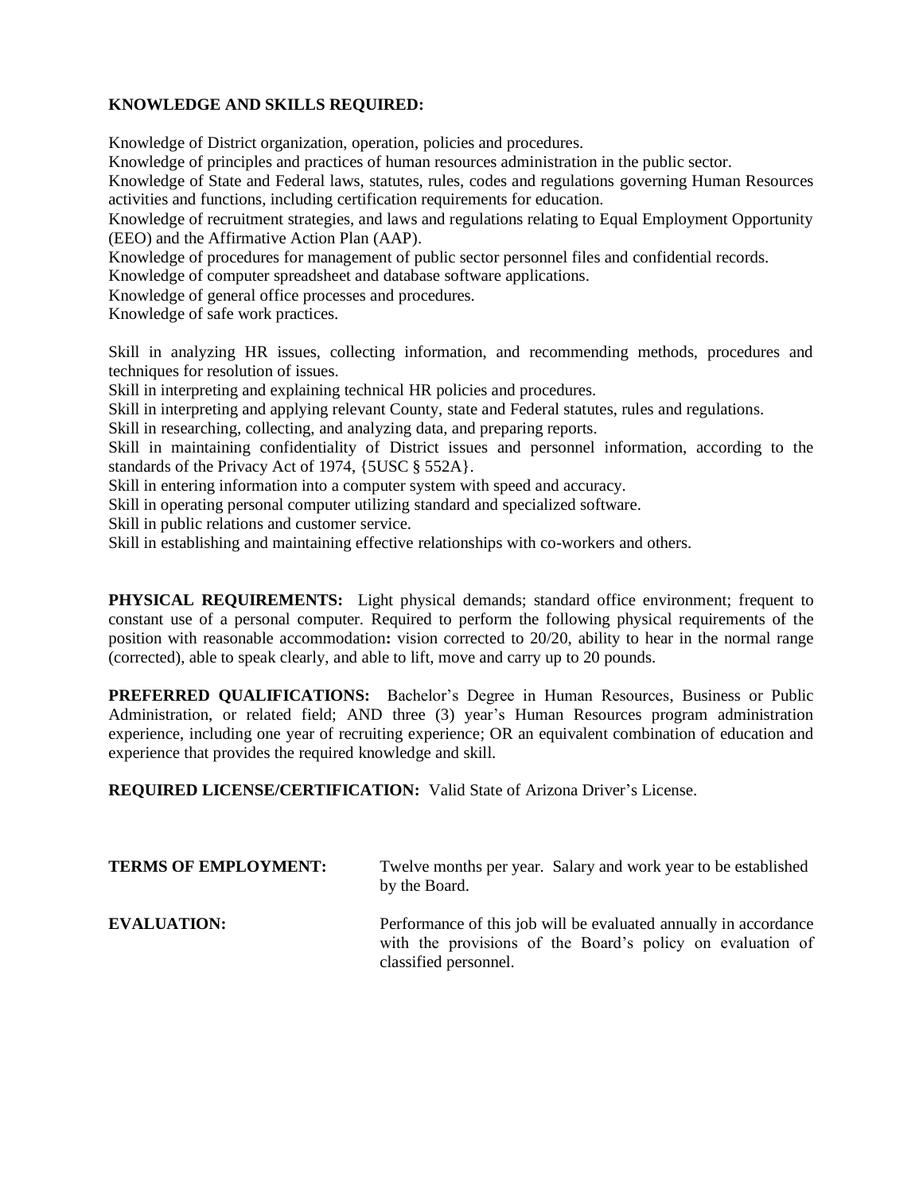**KNOWLEDGE AND SKILLS REQUIRED:**

Knowledge of District organization, operation, policies and procedures.
Knowledge of principles and practices of human resources administration in the public sector.
Knowledge of State and Federal laws, statutes, rules, codes and regulations governing Human Resources activities and functions, including certification requirements for education.
Knowledge of recruitment strategies, and laws and regulations relating to Equal Employment Opportunity (EEO) and the Affirmative Action Plan (AAP).
Knowledge of procedures for management of public sector personnel files and confidential records.
Knowledge of computer spreadsheet and database software applications.
Knowledge of general office processes and procedures.
Knowledge of safe work practices.

Skill in analyzing HR issues, collecting information, and recommending methods, procedures and techniques for resolution of issues.
Skill in interpreting and explaining technical HR policies and procedures.
Skill in interpreting and applying relevant County, state and Federal statutes, rules and regulations.
Skill in researching, collecting, and analyzing data, and preparing reports.
Skill in maintaining confidentiality of District issues and personnel information, according to the standards of the Privacy Act of 1974, {5USC § 552A}.
Skill in entering information into a computer system with speed and accuracy.
Skill in operating personal computer utilizing standard and specialized software.
Skill in public relations and customer service.
Skill in establishing and maintaining effective relationships with co-workers and others.

**PHYSICAL REQUIREMENTS:** Light physical demands; standard office environment; frequent to constant use of a personal computer. Required to perform the following physical requirements of the position with reasonable accommodation**:** vision corrected to 20/20, ability to hear in the normal range (corrected), able to speak clearly, and able to lift, move and carry up to 20 pounds.

**PREFERRED QUALIFICATIONS:** Bachelor's Degree in Human Resources, Business or Public Administration, or related field; AND three (3) year's Human Resources program administration experience, including one year of recruiting experience; OR an equivalent combination of education and experience that provides the required knowledge and skill.

**REQUIRED LICENSE/CERTIFICATION:** Valid State of Arizona Driver's License.

**TERMS OF EMPLOYMENT:** Twelve months per year. Salary and work year to be established by the Board.

**EVALUATION:** Performance of this job will be evaluated annually in accordance with the provisions of the Board's policy on evaluation of classified personnel.